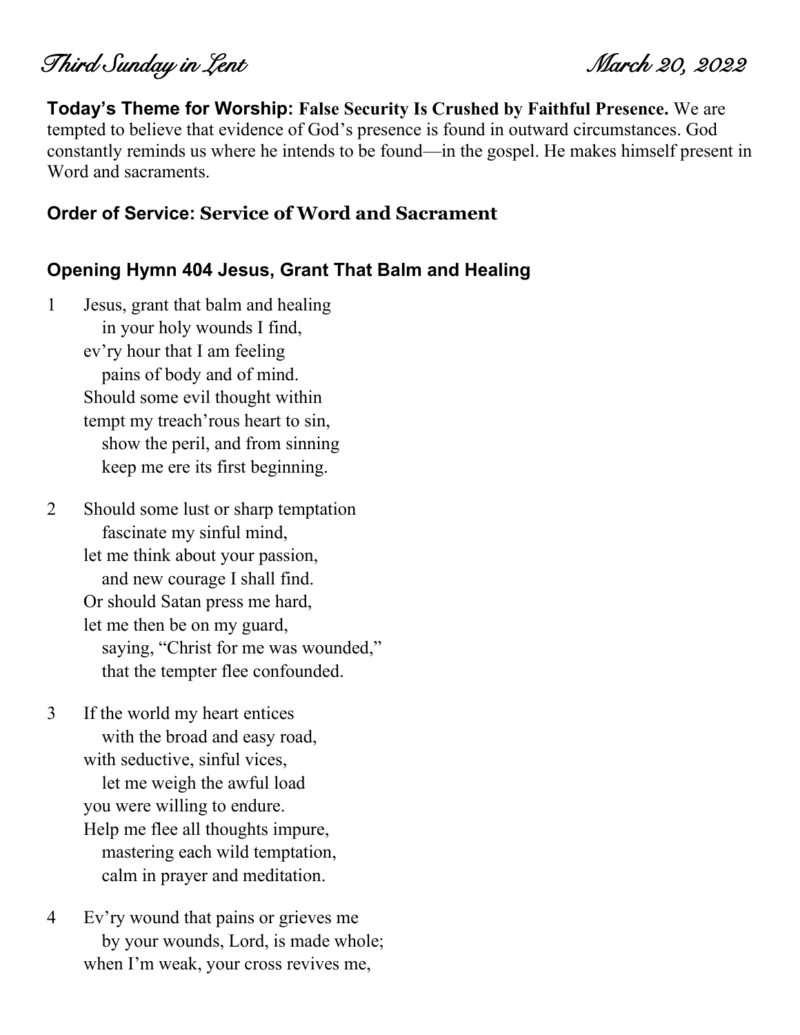# Third Sunday in Lent March 20, 2022

**Today's Theme for Worship: False Security Is Crushed by Faithful Presence.** We are tempted to believe that evidence of God's presence is found in outward circumstances. God constantly reminds us where he intends to be found—in the gospel. He makes himself present in Word and sacraments.

## Order of Service: Service of Word and Sacrament

## Opening Hymn 404 Jesus, Grant That Balm and Healing

1 Jesus, grant that balm and healing
 in your holy wounds I find,
ev'ry hour that I am feeling
 pains of body and of mind.
Should some evil thought within
tempt my treach'rous heart to sin,
 show the peril, and from sinning
 keep me ere its first beginning.

2 Should some lust or sharp temptation
 fascinate my sinful mind,
let me think about your passion,
 and new courage I shall find.
Or should Satan press me hard,
let me then be on my guard,
 saying, "Christ for me was wounded,"
 that the tempter flee confounded.

3 If the world my heart entices
 with the broad and easy road,
with seductive, sinful vices,
 let me weigh the awful load
you were willing to endure.
Help me flee all thoughts impure,
 mastering each wild temptation,
 calm in prayer and meditation.

4 Ev'ry wound that pains or grieves me
 by your wounds, Lord, is made whole;
when I'm weak, your cross revives me,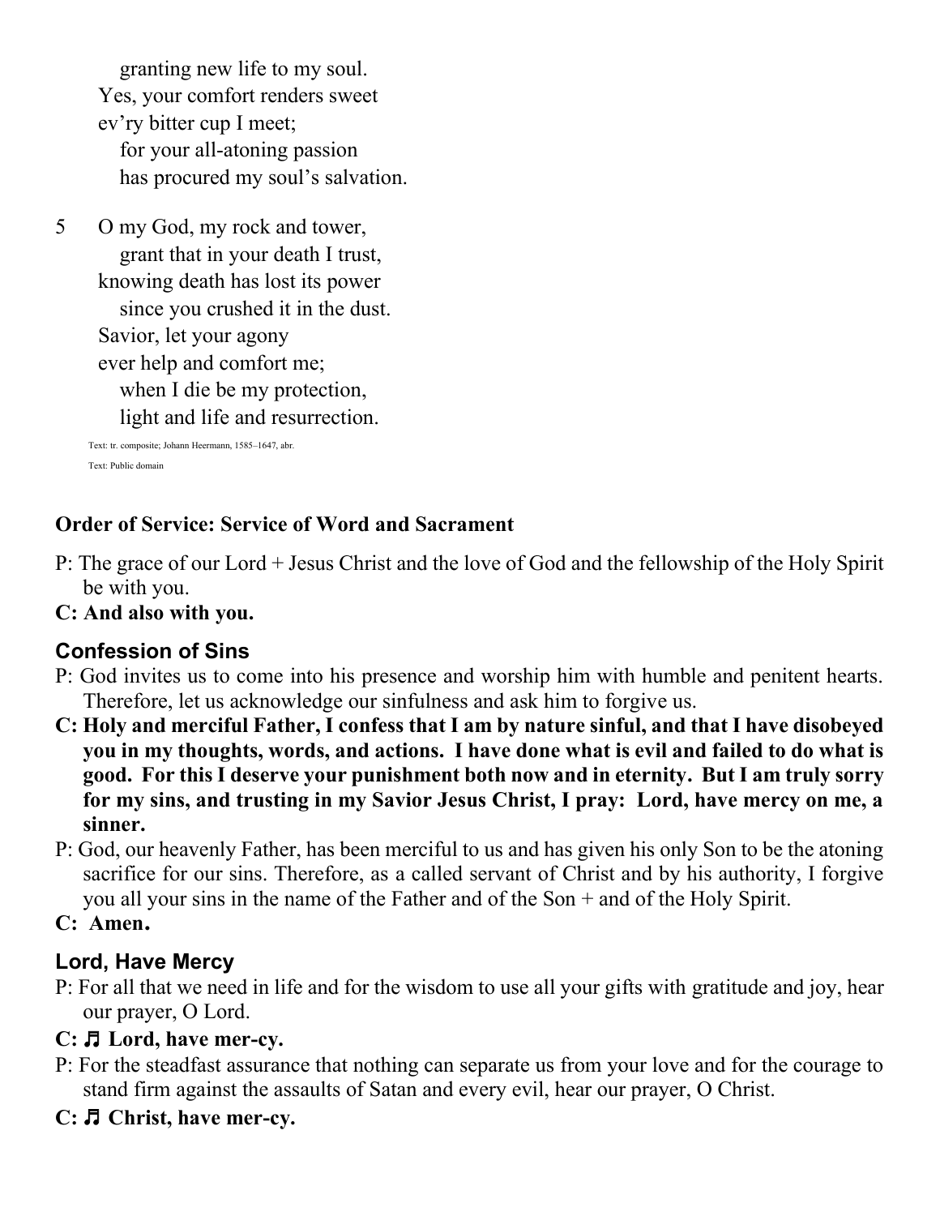granting new life to my soul.
Yes, your comfort renders sweet
ev'ry bitter cup I meet;
for your all-atoning passion
has procured my soul's salvation.

5 O my God, my rock and tower,
grant that in your death I trust,
knowing death has lost its power
since you crushed it in the dust.
Savior, let your agony
ever help and comfort me;
when I die be my protection,
light and life and resurrection.

Text: tr. composite; Johann Heermann, 1585–1647, abr.
Text: Public domain

**Order of Service: Service of Word and Sacrament**

P: The grace of our Lord + Jesus Christ and the love of God and the fellowship of the Holy Spirit be with you.

**C: And also with you.**

## Confession of Sins

P: God invites us to come into his presence and worship him with humble and penitent hearts. Therefore, let us acknowledge our sinfulness and ask him to forgive us.

**C: Holy and merciful Father, I confess that I am by nature sinful, and that I have disobeyed you in my thoughts, words, and actions. I have done what is evil and failed to do what is good. For this I deserve your punishment both now and in eternity. But I am truly sorry for my sins, and trusting in my Savior Jesus Christ, I pray: Lord, have mercy on me, a sinner.**

P: God, our heavenly Father, has been merciful to us and has given his only Son to be the atoning sacrifice for our sins. Therefore, as a called servant of Christ and by his authority, I forgive you all your sins in the name of the Father and of the Son + and of the Holy Spirit.

**C: Amen.**

## Lord, Have Mercy

P: For all that we need in life and for the wisdom to use all your gifts with gratitude and joy, hear our prayer, O Lord.

**C: ♫ Lord, have mer-cy.**

P: For the steadfast assurance that nothing can separate us from your love and for the courage to stand firm against the assaults of Satan and every evil, hear our prayer, O Christ.

**C: ♫ Christ, have mer-cy.**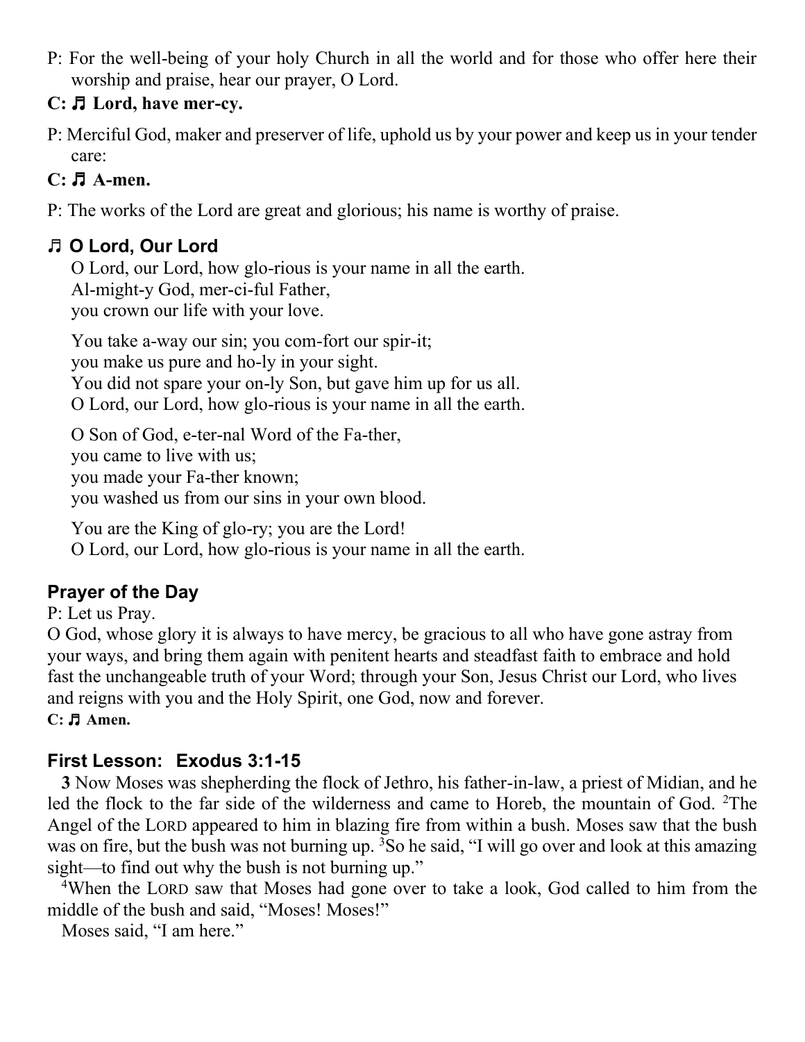P: For the well-being of your holy Church in all the world and for those who offer here their worship and praise, hear our prayer, O Lord.

**C: ♬ Lord, have mer-cy.**

P: Merciful God, maker and preserver of life, uphold us by your power and keep us in your tender care:

**C: ♬ A-men.**

P: The works of the Lord are great and glorious; his name is worthy of praise.

### ♬ O Lord, Our Lord

O Lord, our Lord, how glo-rious is your name in all the earth.
Al-might-y God, mer-ci-ful Father,
you crown our life with your love.

You take a-way our sin; you com-fort our spir-it;
you make us pure and ho-ly in your sight.
You did not spare your on-ly Son, but gave him up for us all.
O Lord, our Lord, how glo-rious is your name in all the earth.

O Son of God, e-ter-nal Word of the Fa-ther,
you came to live with us;
you made your Fa-ther known;
you washed us from our sins in your own blood.

You are the King of glo-ry; you are the Lord!
O Lord, our Lord, how glo-rious is your name in all the earth.

### Prayer of the Day

P: Let us Pray.
O God, whose glory it is always to have mercy, be gracious to all who have gone astray from your ways, and bring them again with penitent hearts and steadfast faith to embrace and hold fast the unchangeable truth of your Word; through your Son, Jesus Christ our Lord, who lives and reigns with you and the Holy Spirit, one God, now and forever.
**C: ♬ Amen.**

### First Lesson: Exodus 3:1-15

**3** Now Moses was shepherding the flock of Jethro, his father-in-law, a priest of Midian, and he led the flock to the far side of the wilderness and came to Horeb, the mountain of God. [2]The Angel of the LORD appeared to him in blazing fire from within a bush. Moses saw that the bush was on fire, but the bush was not burning up. [3]So he said, "I will go over and look at this amazing sight—to find out why the bush is not burning up."

[4]When the LORD saw that Moses had gone over to take a look, God called to him from the middle of the bush and said, "Moses! Moses!"

Moses said, "I am here."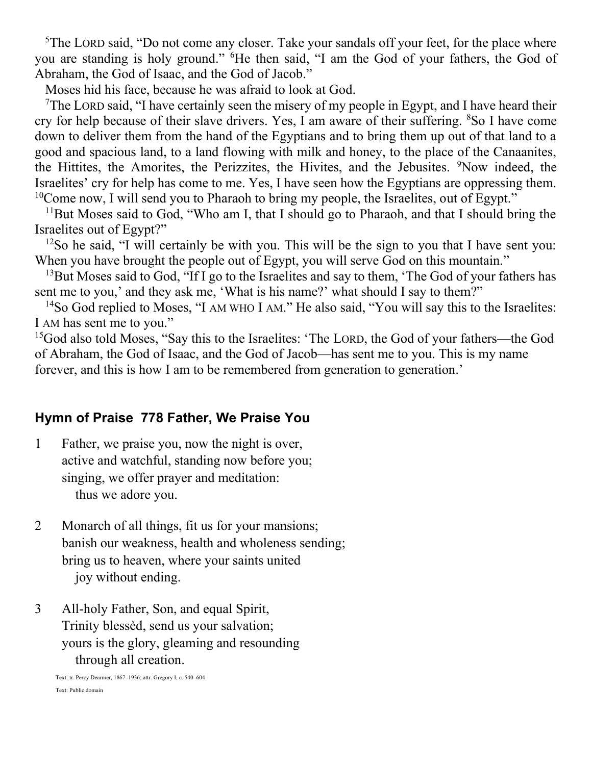[5]The LORD said, "Do not come any closer. Take your sandals off your feet, for the place where you are standing is holy ground." [6]He then said, "I am the God of your fathers, the God of Abraham, the God of Isaac, and the God of Jacob."

Moses hid his face, because he was afraid to look at God.

[7]The LORD said, "I have certainly seen the misery of my people in Egypt, and I have heard their cry for help because of their slave drivers. Yes, I am aware of their suffering. [8]So I have come down to deliver them from the hand of the Egyptians and to bring them up out of that land to a good and spacious land, to a land flowing with milk and honey, to the place of the Canaanites, the Hittites, the Amorites, the Perizzites, the Hivites, and the Jebusites. [9]Now indeed, the Israelites' cry for help has come to me. Yes, I have seen how the Egyptians are oppressing them. [10]Come now, I will send you to Pharaoh to bring my people, the Israelites, out of Egypt."

[11]But Moses said to God, "Who am I, that I should go to Pharaoh, and that I should bring the Israelites out of Egypt?"

[12]So he said, "I will certainly be with you. This will be the sign to you that I have sent you: When you have brought the people out of Egypt, you will serve God on this mountain."

[13]But Moses said to God, "If I go to the Israelites and say to them, 'The God of your fathers has sent me to you,' and they ask me, 'What is his name?' what should I say to them?"

[14]So God replied to Moses, "I AM WHO I AM." He also said, "You will say this to the Israelites: I AM has sent me to you."

[15]God also told Moses, "Say this to the Israelites: 'The LORD, the God of your fathers—the God of Abraham, the God of Isaac, and the God of Jacob—has sent me to you. This is my name forever, and this is how I am to be remembered from generation to generation.'

## Hymn of Praise 778 Father, We Praise You

1 Father, we praise you, now the night is over,
active and watchful, standing now before you;
singing, we offer prayer and meditation:
thus we adore you.

2 Monarch of all things, fit us for your mansions;
banish our weakness, health and wholeness sending;
bring us to heaven, where your saints united
joy without ending.

3 All-holy Father, Son, and equal Spirit,
Trinity blessèd, send us your salvation;
yours is the glory, gleaming and resounding
through all creation.

Text: tr. Percy Dearmer, 1867–1936; attr. Gregory I, c. 540–604

Text: Public domain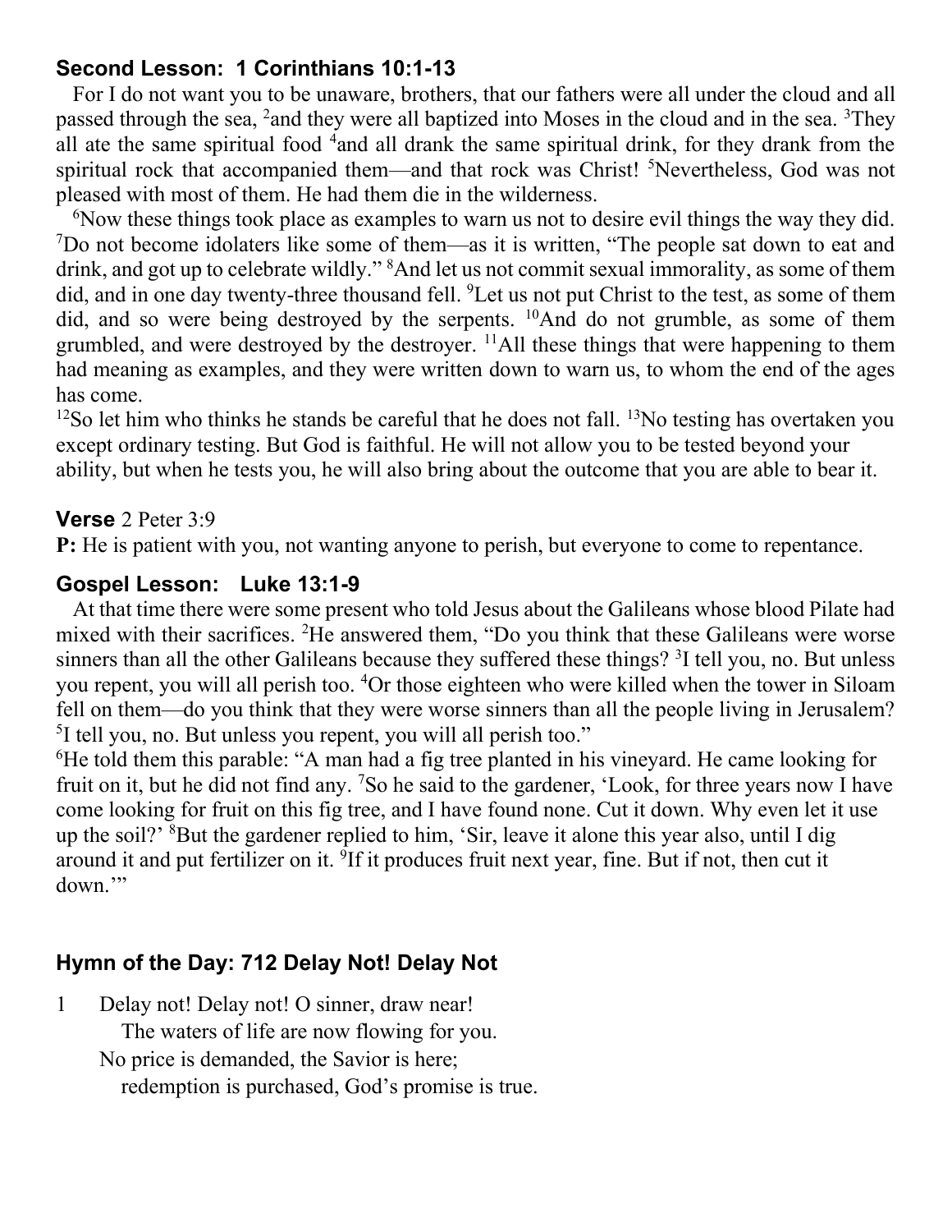## Second Lesson: 1 Corinthians 10:1-13

For I do not want you to be unaware, brothers, that our fathers were all under the cloud and all passed through the sea, [2]and they were all baptized into Moses in the cloud and in the sea. [3]They all ate the same spiritual food [4]and all drank the same spiritual drink, for they drank from the spiritual rock that accompanied them—and that rock was Christ! [5]Nevertheless, God was not pleased with most of them. He had them die in the wilderness.

[6]Now these things took place as examples to warn us not to desire evil things the way they did. [7]Do not become idolaters like some of them—as it is written, "The people sat down to eat and drink, and got up to celebrate wildly." [8]And let us not commit sexual immorality, as some of them did, and in one day twenty-three thousand fell. [9]Let us not put Christ to the test, as some of them did, and so were being destroyed by the serpents. [10]And do not grumble, as some of them grumbled, and were destroyed by the destroyer. [11]All these things that were happening to them had meaning as examples, and they were written down to warn us, to whom the end of the ages has come.

[12]So let him who thinks he stands be careful that he does not fall. [13]No testing has overtaken you except ordinary testing. But God is faithful. He will not allow you to be tested beyond your ability, but when he tests you, he will also bring about the outcome that you are able to bear it.

## Verse 2 Peter 3:9

**P:** He is patient with you, not wanting anyone to perish, but everyone to come to repentance.

## Gospel Lesson: Luke 13:1-9

At that time there were some present who told Jesus about the Galileans whose blood Pilate had mixed with their sacrifices. [2]He answered them, "Do you think that these Galileans were worse sinners than all the other Galileans because they suffered these things? [3]I tell you, no. But unless you repent, you will all perish too. [4]Or those eighteen who were killed when the tower in Siloam fell on them—do you think that they were worse sinners than all the people living in Jerusalem? [5]I tell you, no. But unless you repent, you will all perish too."

[6]He told them this parable: "A man had a fig tree planted in his vineyard. He came looking for fruit on it, but he did not find any. [7]So he said to the gardener, 'Look, for three years now I have come looking for fruit on this fig tree, and I have found none. Cut it down. Why even let it use up the soil?' [8]But the gardener replied to him, 'Sir, leave it alone this year also, until I dig around it and put fertilizer on it. [9]If it produces fruit next year, fine. But if not, then cut it down.'"

## Hymn of the Day: 712 Delay Not! Delay Not

1 Delay not! Delay not! O sinner, draw near!
The waters of life are now flowing for you.
No price is demanded, the Savior is here;
redemption is purchased, God's promise is true.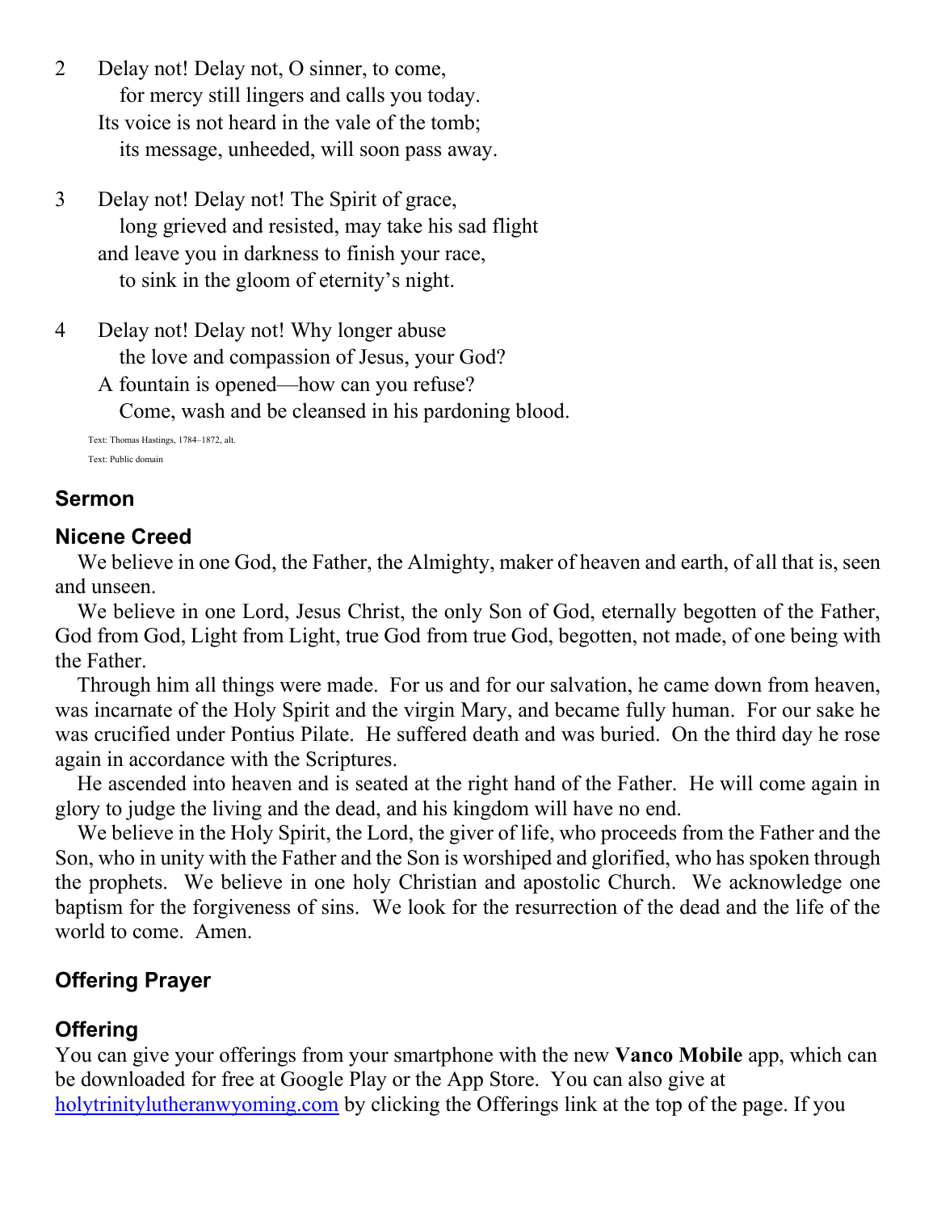2 Delay not! Delay not, O sinner, to come,
for mercy still lingers and calls you today.
Its voice is not heard in the vale of the tomb;
its message, unheeded, will soon pass away.

3 Delay not! Delay not! The Spirit of grace,
long grieved and resisted, may take his sad flight
and leave you in darkness to finish your race,
to sink in the gloom of eternity's night.

4 Delay not! Delay not! Why longer abuse
the love and compassion of Jesus, your God?
A fountain is opened—how can you refuse?
Come, wash and be cleansed in his pardoning blood.

Text: Thomas Hastings, 1784–1872, alt.
Text: Public domain

## Sermon

## Nicene Creed

We believe in one God, the Father, the Almighty, maker of heaven and earth, of all that is, seen and unseen.

We believe in one Lord, Jesus Christ, the only Son of God, eternally begotten of the Father, God from God, Light from Light, true God from true God, begotten, not made, of one being with the Father.

Through him all things were made. For us and for our salvation, he came down from heaven, was incarnate of the Holy Spirit and the virgin Mary, and became fully human. For our sake he was crucified under Pontius Pilate. He suffered death and was buried. On the third day he rose again in accordance with the Scriptures.

He ascended into heaven and is seated at the right hand of the Father. He will come again in glory to judge the living and the dead, and his kingdom will have no end.

We believe in the Holy Spirit, the Lord, the giver of life, who proceeds from the Father and the Son, who in unity with the Father and the Son is worshiped and glorified, who has spoken through the prophets. We believe in one holy Christian and apostolic Church. We acknowledge one baptism for the forgiveness of sins. We look for the resurrection of the dead and the life of the world to come. Amen.

## Offering Prayer

## Offering

You can give your offerings from your smartphone with the new **Vanco Mobile** app, which can be downloaded for free at Google Play or the App Store. You can also give at holytrinitylutheranwyoming.com by clicking the Offerings link at the top of the page. If you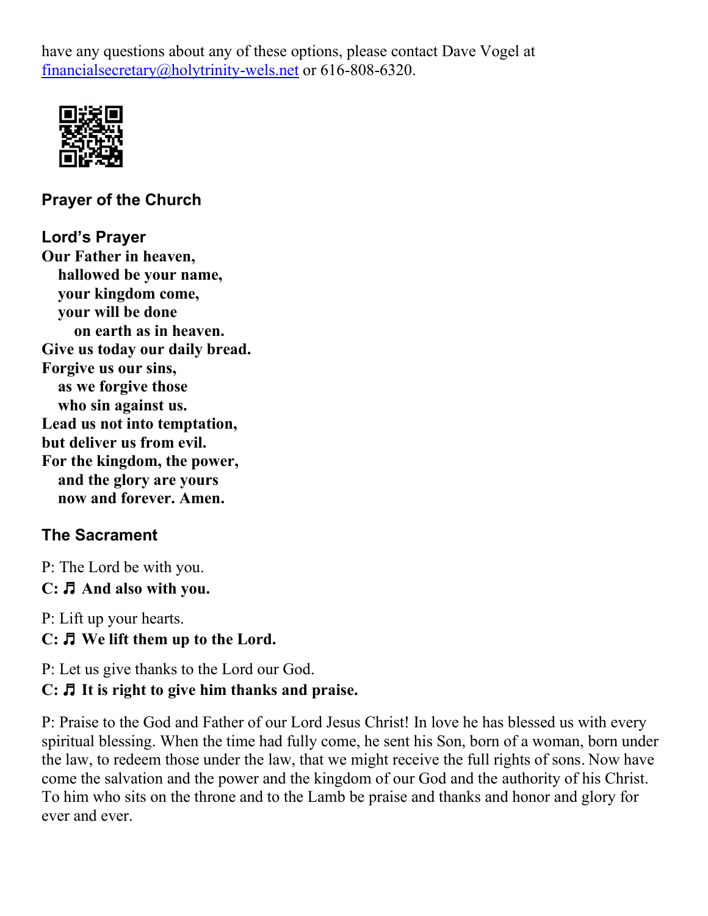have any questions about any of these options, please contact Dave Vogel at financialsecretary@holytrinity-wels.net or 616-808-6320.

### Prayer of the Church

### Lord's Prayer

**Our Father in heaven,**
**hallowed be your name,**
**your kingdom come,**
**your will be done**
**on earth as in heaven.**
**Give us today our daily bread.**
**Forgive us our sins,**
**as we forgive those**
**who sin against us.**
**Lead us not into temptation,**
**but deliver us from evil.**
**For the kingdom, the power,**
**and the glory are yours**
**now and forever. Amen.**

### The Sacrament

P: The Lord be with you.
**C: ♬ And also with you.**

P: Lift up your hearts.
**C: ♬ We lift them up to the Lord.**

P: Let us give thanks to the Lord our God.
**C: ♬ It is right to give him thanks and praise.**

P: Praise to the God and Father of our Lord Jesus Christ! In love he has blessed us with every spiritual blessing. When the time had fully come, he sent his Son, born of a woman, born under the law, to redeem those under the law, that we might receive the full rights of sons. Now have come the salvation and the power and the kingdom of our God and the authority of his Christ. To him who sits on the throne and to the Lamb be praise and thanks and honor and glory for ever and ever.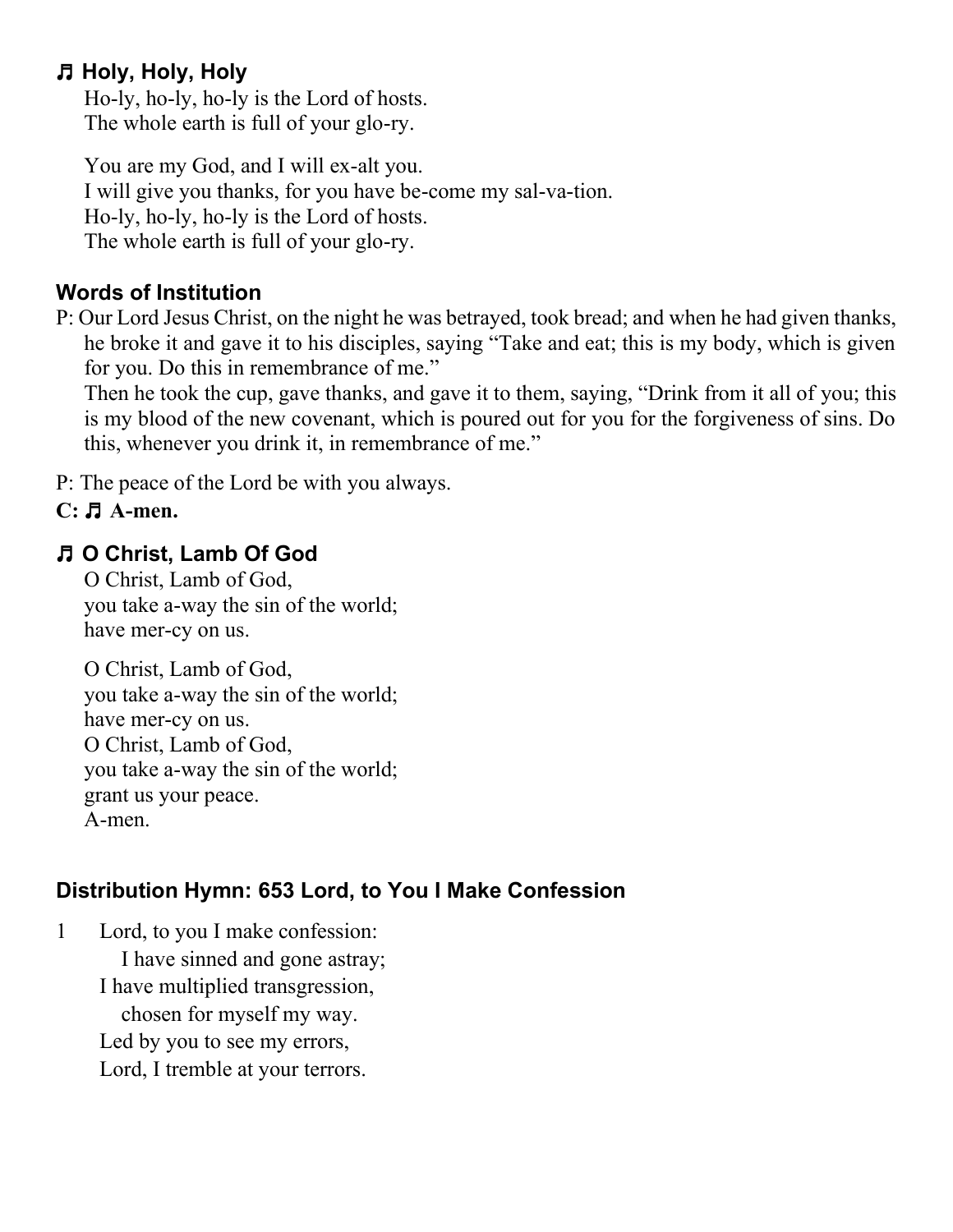### ♫ Holy, Holy, Holy

Ho-ly, ho-ly, ho-ly is the Lord of hosts.
The whole earth is full of your glo-ry.

You are my God, and I will ex-alt you.
I will give you thanks, for you have be-come my sal-va-tion.
Ho-ly, ho-ly, ho-ly is the Lord of hosts.
The whole earth is full of your glo-ry.

### Words of Institution

P: Our Lord Jesus Christ, on the night he was betrayed, took bread; and when he had given thanks, he broke it and gave it to his disciples, saying "Take and eat; this is my body, which is given for you. Do this in remembrance of me."
Then he took the cup, gave thanks, and gave it to them, saying, "Drink from it all of you; this is my blood of the new covenant, which is poured out for you for the forgiveness of sins. Do this, whenever you drink it, in remembrance of me."

P: The peace of the Lord be with you always.

**C: ♫ A-men.**

### ♫ O Christ, Lamb Of God

O Christ, Lamb of God,
you take a-way the sin of the world;
have mer-cy on us.

O Christ, Lamb of God,
you take a-way the sin of the world;
have mer-cy on us.
O Christ, Lamb of God,
you take a-way the sin of the world;
grant us your peace.
A-men.

### Distribution Hymn: 653 Lord, to You I Make Confession

1 Lord, to you I make confession:
 I have sinned and gone astray;
I have multiplied transgression,
 chosen for myself my way.
Led by you to see my errors,
Lord, I tremble at your terrors.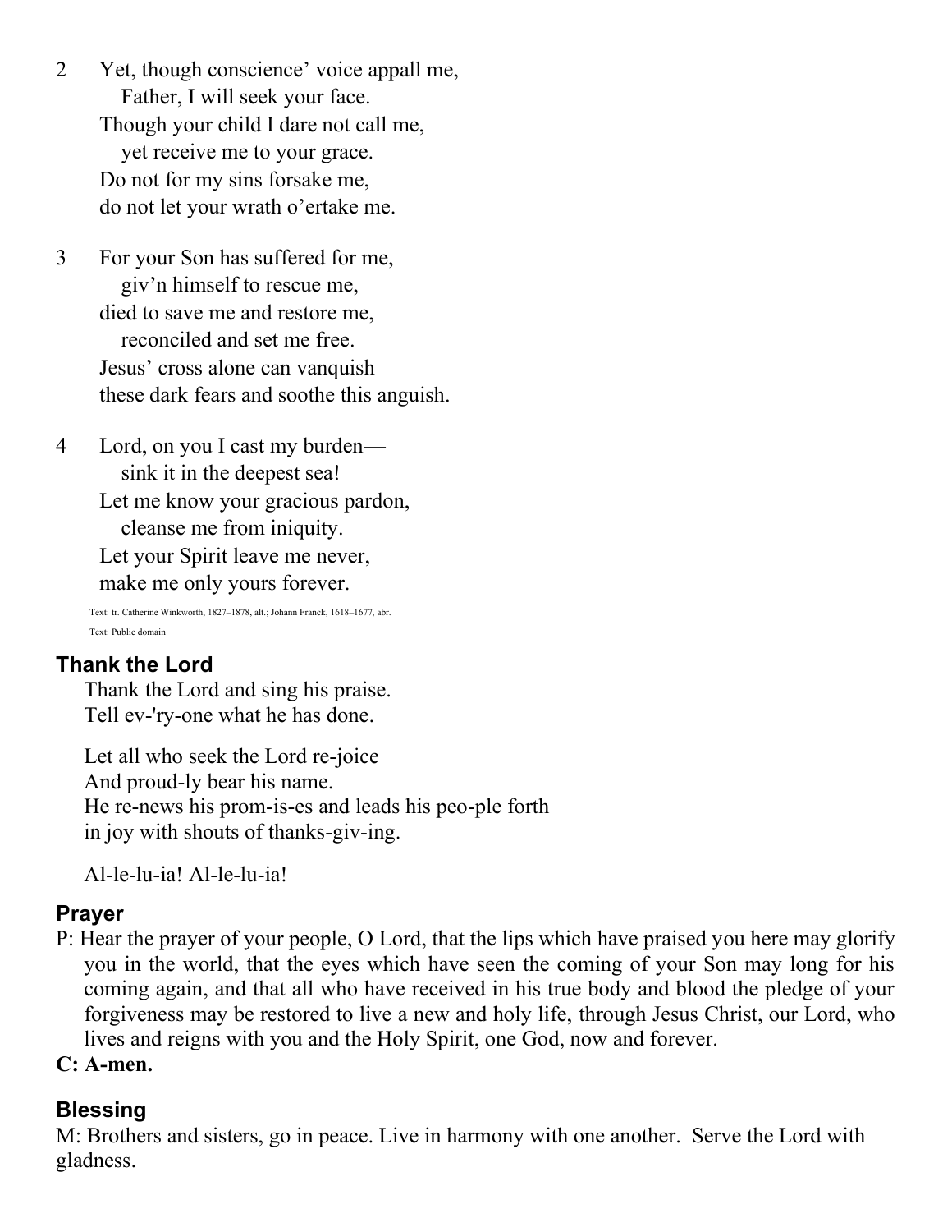2 Yet, though conscience' voice appall me,  
  Father, I will seek your face.  
Though your child I dare not call me,  
  yet receive me to your grace.  
Do not for my sins forsake me,  
do not let your wrath o'ertake me.

3 For your Son has suffered for me,  
  giv'n himself to rescue me,  
died to save me and restore me,  
  reconciled and set me free.  
Jesus' cross alone can vanquish  
these dark fears and soothe this anguish.

4 Lord, on you I cast my burden—  
  sink it in the deepest sea!  
Let me know your gracious pardon,  
  cleanse me from iniquity.  
Let your Spirit leave me never,  
make me only yours forever.

Text: tr. Catherine Winkworth, 1827–1878, alt.; Johann Franck, 1618–1677, abr.  
Text: Public domain

## Thank the Lord

Thank the Lord and sing his praise.  
Tell ev-'ry-one what he has done.

Let all who seek the Lord re-joice  
And proud-ly bear his name.  
He re-news his prom-is-es and leads his peo-ple forth  
in joy with shouts of thanks-giv-ing.

Al-le-lu-ia! Al-le-lu-ia!

## Prayer

P: Hear the prayer of your people, O Lord, that the lips which have praised you here may glorify you in the world, that the eyes which have seen the coming of your Son may long for his coming again, and that all who have received in his true body and blood the pledge of your forgiveness may be restored to live a new and holy life, through Jesus Christ, our Lord, who lives and reigns with you and the Holy Spirit, one God, now and forever.

**C: A-men.**

## Blessing

M: Brothers and sisters, go in peace. Live in harmony with one another. Serve the Lord with gladness.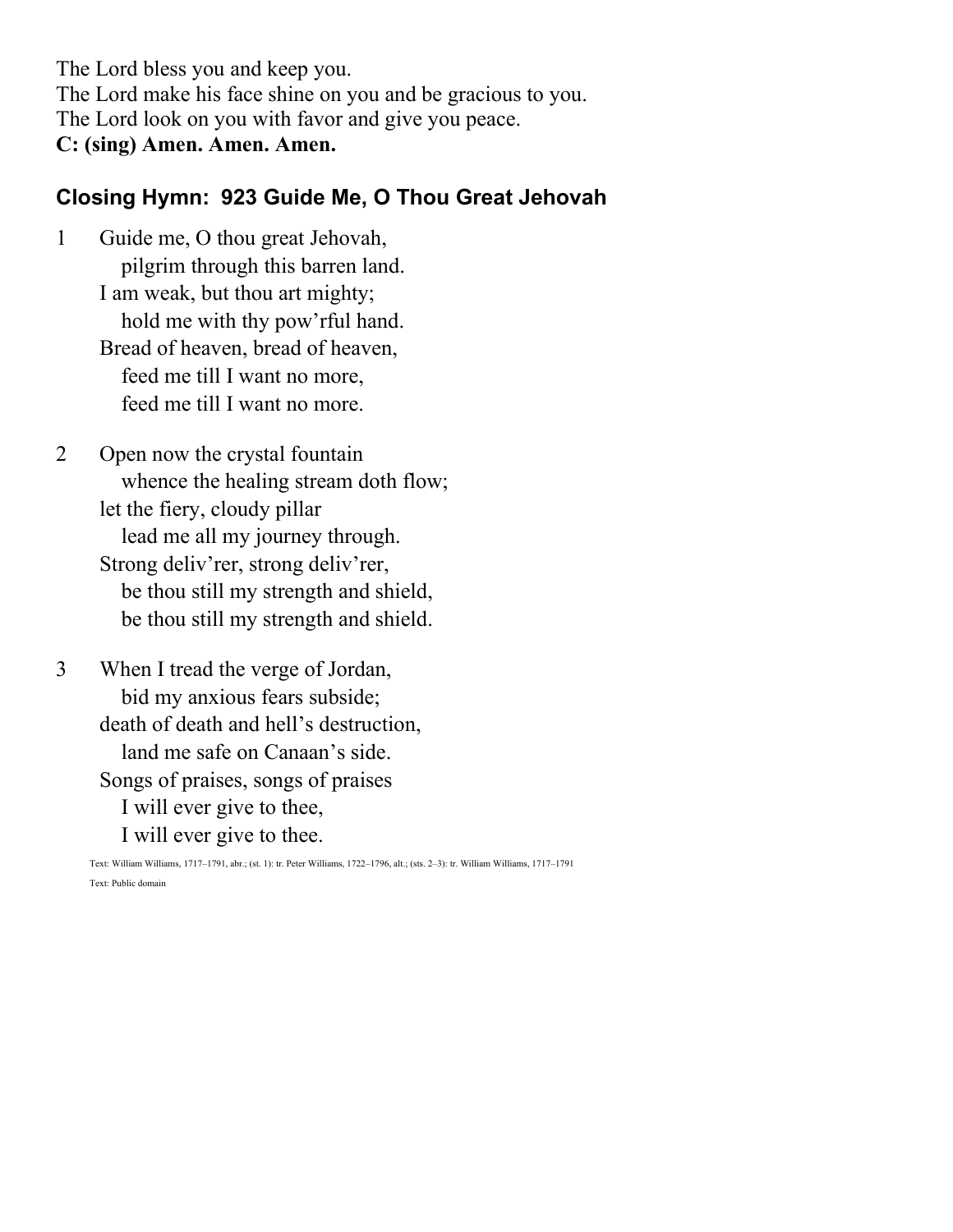The Lord bless you and keep you.
The Lord make his face shine on you and be gracious to you.
The Lord look on you with favor and give you peace.
**C: (sing) Amen. Amen. Amen.**

## Closing Hymn: 923 Guide Me, O Thou Great Jehovah

1 Guide me, O thou great Jehovah,
 pilgrim through this barren land.
 I am weak, but thou art mighty;
 hold me with thy pow'rful hand.
 Bread of heaven, bread of heaven,
 feed me till I want no more,
 feed me till I want no more.

2 Open now the crystal fountain
 whence the healing stream doth flow;
 let the fiery, cloudy pillar
 lead me all my journey through.
 Strong deliv'rer, strong deliv'rer,
 be thou still my strength and shield,
 be thou still my strength and shield.

3 When I tread the verge of Jordan,
 bid my anxious fears subside;
 death of death and hell's destruction,
 land me safe on Canaan's side.
 Songs of praises, songs of praises
 I will ever give to thee,
 I will ever give to thee.

Text: William Williams, 1717–1791, abr.; (st. 1): tr. Peter Williams, 1722–1796, alt.; (sts. 2–3): tr. William Williams, 1717–1791

Text: Public domain